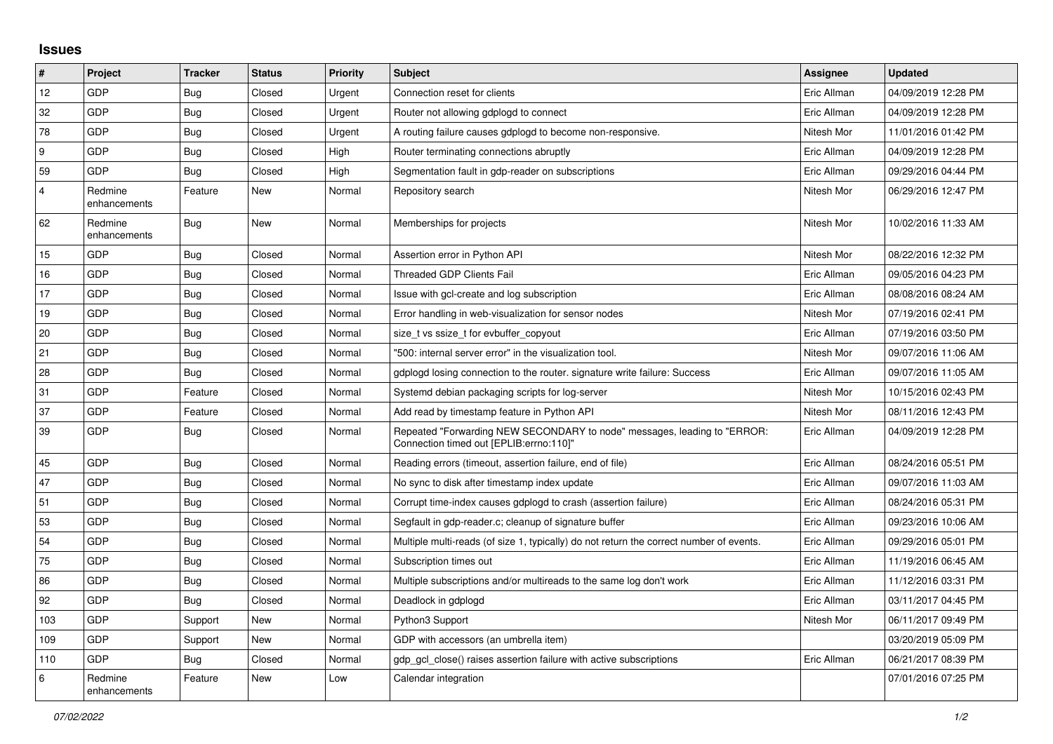# Issues

| # | Project | Tracker | Status | Priority | Subject | Assignee | Updated |
|---|---|---|---|---|---|---|---|
| 12 | GDP | Bug | Closed | Urgent | Connection reset for clients | Eric Allman | 04/09/2019 12:28 PM |
| 32 | GDP | Bug | Closed | Urgent | Router not allowing gdplogd to connect | Eric Allman | 04/09/2019 12:28 PM |
| 78 | GDP | Bug | Closed | Urgent | A routing failure causes gdplogd to become non-responsive. | Nitesh Mor | 11/01/2016 01:42 PM |
| 9 | GDP | Bug | Closed | High | Router terminating connections abruptly | Eric Allman | 04/09/2019 12:28 PM |
| 59 | GDP | Bug | Closed | High | Segmentation fault in gdp-reader on subscriptions | Eric Allman | 09/29/2016 04:44 PM |
| 4 | Redmine enhancements | Feature | New | Normal | Repository search | Nitesh Mor | 06/29/2016 12:47 PM |
| 62 | Redmine enhancements | Bug | New | Normal | Memberships for projects | Nitesh Mor | 10/02/2016 11:33 AM |
| 15 | GDP | Bug | Closed | Normal | Assertion error in Python API | Nitesh Mor | 08/22/2016 12:32 PM |
| 16 | GDP | Bug | Closed | Normal | Threaded GDP Clients Fail | Eric Allman | 09/05/2016 04:23 PM |
| 17 | GDP | Bug | Closed | Normal | Issue with gcl-create and log subscription | Eric Allman | 08/08/2016 08:24 AM |
| 19 | GDP | Bug | Closed | Normal | Error handling in web-visualization for sensor nodes | Nitesh Mor | 07/19/2016 02:41 PM |
| 20 | GDP | Bug | Closed | Normal | size_t vs ssize_t for evbuffer_copyout | Eric Allman | 07/19/2016 03:50 PM |
| 21 | GDP | Bug | Closed | Normal | "500: internal server error" in the visualization tool. | Nitesh Mor | 09/07/2016 11:06 AM |
| 28 | GDP | Bug | Closed | Normal | gdplogd losing connection to the router. signature write failure: Success | Eric Allman | 09/07/2016 11:05 AM |
| 31 | GDP | Feature | Closed | Normal | Systemd debian packaging scripts for log-server | Nitesh Mor | 10/15/2016 02:43 PM |
| 37 | GDP | Feature | Closed | Normal | Add read by timestamp feature in Python API | Nitesh Mor | 08/11/2016 12:43 PM |
| 39 | GDP | Bug | Closed | Normal | Repeated "Forwarding NEW SECONDARY to node" messages, leading to "ERROR: Connection timed out [EPLIB:errno:110]" | Eric Allman | 04/09/2019 12:28 PM |
| 45 | GDP | Bug | Closed | Normal | Reading errors (timeout, assertion failure, end of file) | Eric Allman | 08/24/2016 05:51 PM |
| 47 | GDP | Bug | Closed | Normal | No sync to disk after timestamp index update | Eric Allman | 09/07/2016 11:03 AM |
| 51 | GDP | Bug | Closed | Normal | Corrupt time-index causes gdplogd to crash (assertion failure) | Eric Allman | 08/24/2016 05:31 PM |
| 53 | GDP | Bug | Closed | Normal | Segfault in gdp-reader.c; cleanup of signature buffer | Eric Allman | 09/23/2016 10:06 AM |
| 54 | GDP | Bug | Closed | Normal | Multiple multi-reads (of size 1, typically) do not return the correct number of events. | Eric Allman | 09/29/2016 05:01 PM |
| 75 | GDP | Bug | Closed | Normal | Subscription times out | Eric Allman | 11/19/2016 06:45 AM |
| 86 | GDP | Bug | Closed | Normal | Multiple subscriptions and/or multireads to the same log don't work | Eric Allman | 11/12/2016 03:31 PM |
| 92 | GDP | Bug | Closed | Normal | Deadlock in gdplogd | Eric Allman | 03/11/2017 04:45 PM |
| 103 | GDP | Support | New | Normal | Python3 Support | Nitesh Mor | 06/11/2017 09:49 PM |
| 109 | GDP | Support | New | Normal | GDP with accessors (an umbrella item) | | 03/20/2019 05:09 PM |
| 110 | GDP | Bug | Closed | Normal | gdp_gcl_close() raises assertion failure with active subscriptions | Eric Allman | 06/21/2017 08:39 PM |
| 6 | Redmine enhancements | Feature | New | Low | Calendar integration | | 07/01/2016 07:25 PM |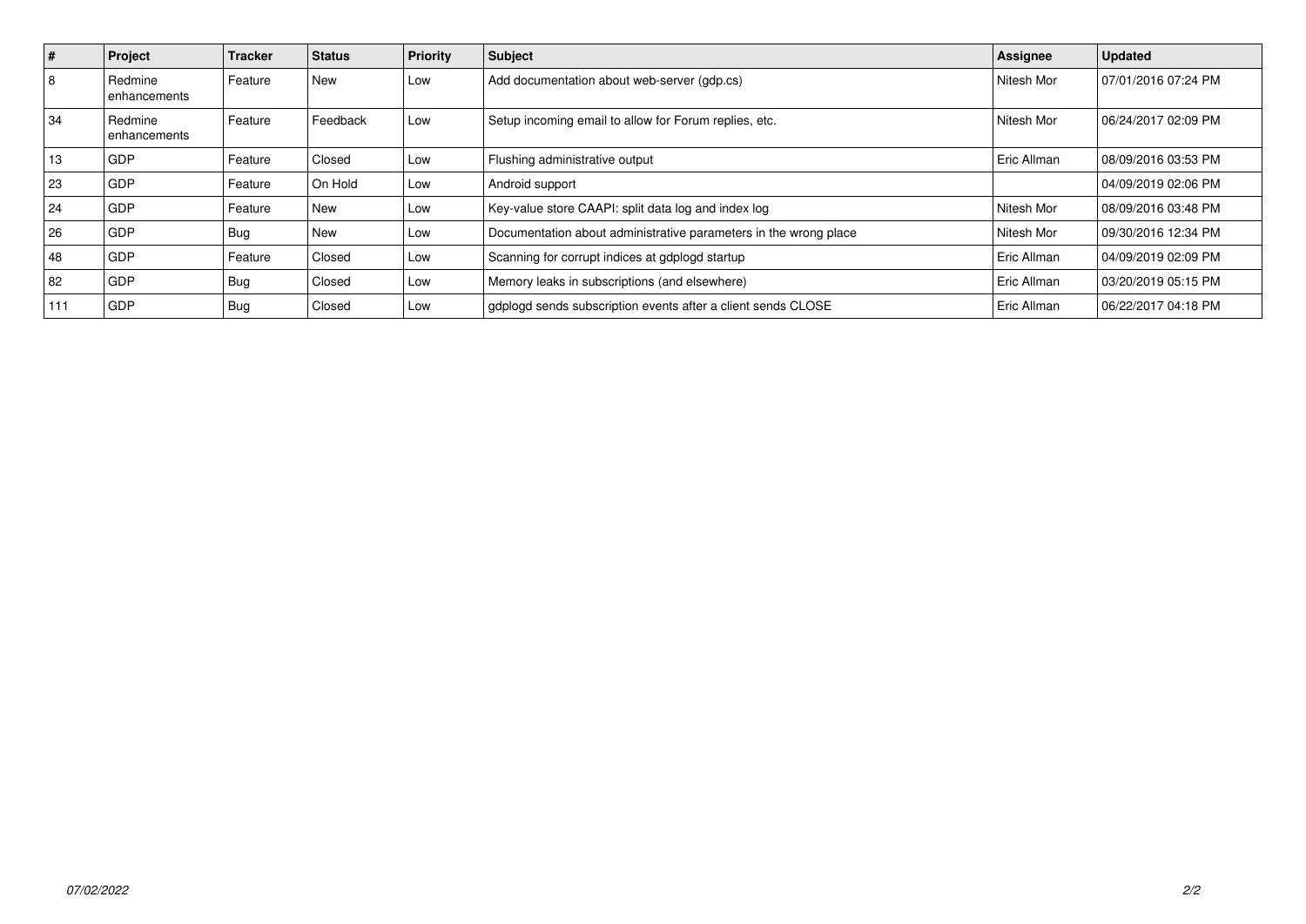| # | Project | Tracker | Status | Priority | Subject | Assignee | Updated |
|---|---|---|---|---|---|---|---|
| 8 | Redmine enhancements | Feature | New | Low | Add documentation about web-server (gdp.cs) | Nitesh Mor | 07/01/2016 07:24 PM |
| 34 | Redmine enhancements | Feature | Feedback | Low | Setup incoming email to allow for Forum replies, etc. | Nitesh Mor | 06/24/2017 02:09 PM |
| 13 | GDP | Feature | Closed | Low | Flushing administrative output | Eric Allman | 08/09/2016 03:53 PM |
| 23 | GDP | Feature | On Hold | Low | Android support | | 04/09/2019 02:06 PM |
| 24 | GDP | Feature | New | Low | Key-value store CAAPI: split data log and index log | Nitesh Mor | 08/09/2016 03:48 PM |
| 26 | GDP | Bug | New | Low | Documentation about administrative parameters in the wrong place | Nitesh Mor | 09/30/2016 12:34 PM |
| 48 | GDP | Feature | Closed | Low | Scanning for corrupt indices at gdplogd startup | Eric Allman | 04/09/2019 02:09 PM |
| 82 | GDP | Bug | Closed | Low | Memory leaks in subscriptions (and elsewhere) | Eric Allman | 03/20/2019 05:15 PM |
| 111 | GDP | Bug | Closed | Low | gdplogd sends subscription events after a client sends CLOSE | Eric Allman | 06/22/2017 04:18 PM |